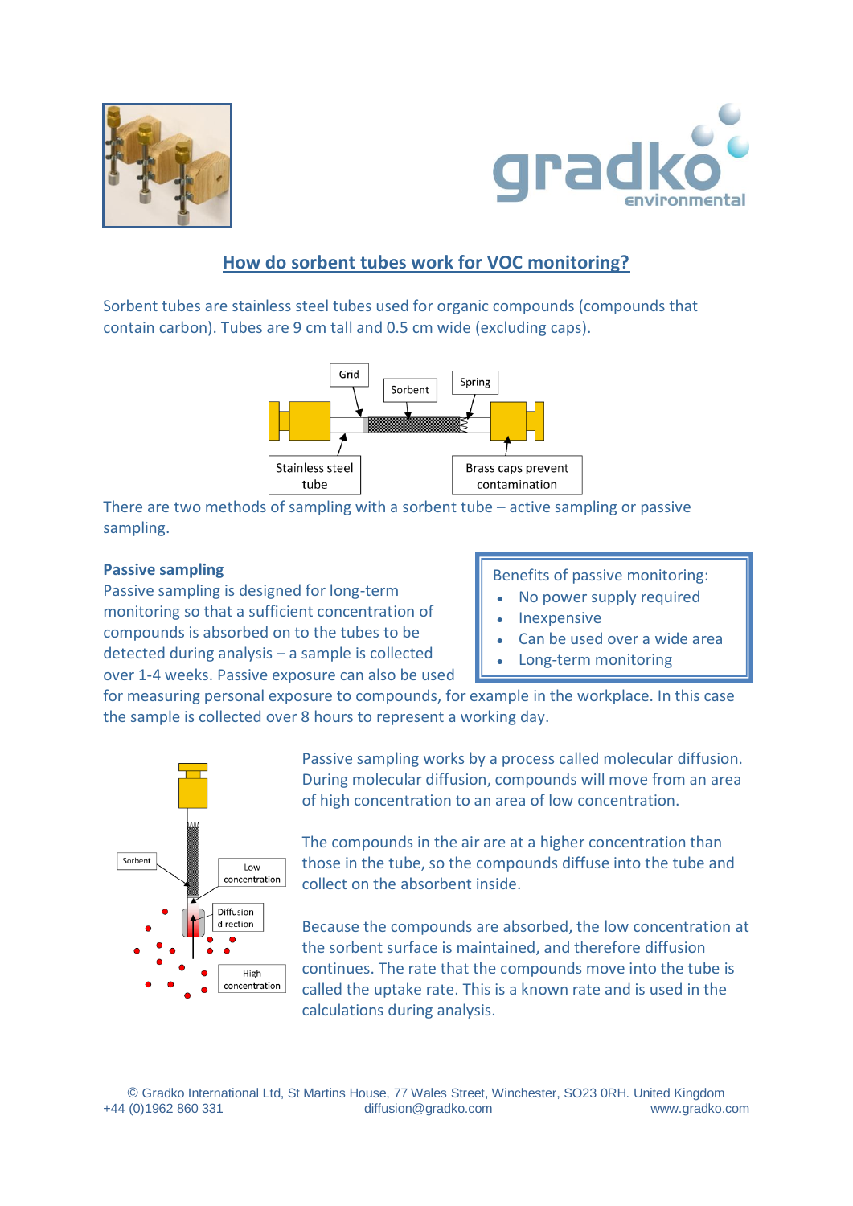# How do sorbent tubes work for VOC monitoring?

Sorbent tubes are stainless steel tubes used for organic compounds (compounds that contain carbon). Tubes are 9 cm tall and 0.5 cm wide (excluding caps).

Grid

Sorbent

Spring

Stainless steel tube

Brass caps prevent contamination

There are two methods of sampling with a sorbent tube – active sampling or passive sampling.

**Passive sampling**

Passive sampling is designed for long-term monitoring so that a sufficient concentration of compounds is absorbed on to the tubes to be detected during analysis – a sample is collected over 1-4 weeks. Passive exposure can also be used for measuring personal exposure to compounds, for example in the workplace. In this case the sample is collected over 8 hours to represent a working day.

Benefits of passive monitoring:

- No power supply required
- Inexpensive
- Can be used over a wide area
- Long-term monitoring

Sorbent

Low concentration

Diffusion direction

High concentration

Passive sampling works by a process called molecular diffusion. During molecular diffusion, compounds will move from an area of high concentration to an area of low concentration.

The compounds in the air are at a higher concentration than those in the tube, so the compounds diffuse into the tube and collect on the absorbent inside.

Because the compounds are absorbed, the low concentration at the sorbent surface is maintained, and therefore diffusion continues. The rate that the compounds move into the tube is called the uptake rate. This is a known rate and is used in the calculations during analysis.

© Gradko International Ltd, St Martins House, 77 Wales Street, Winchester, SO23 0RH. United Kingdom
+44 (0)1962 860 331 diffusion@gradko.com www.gradko.com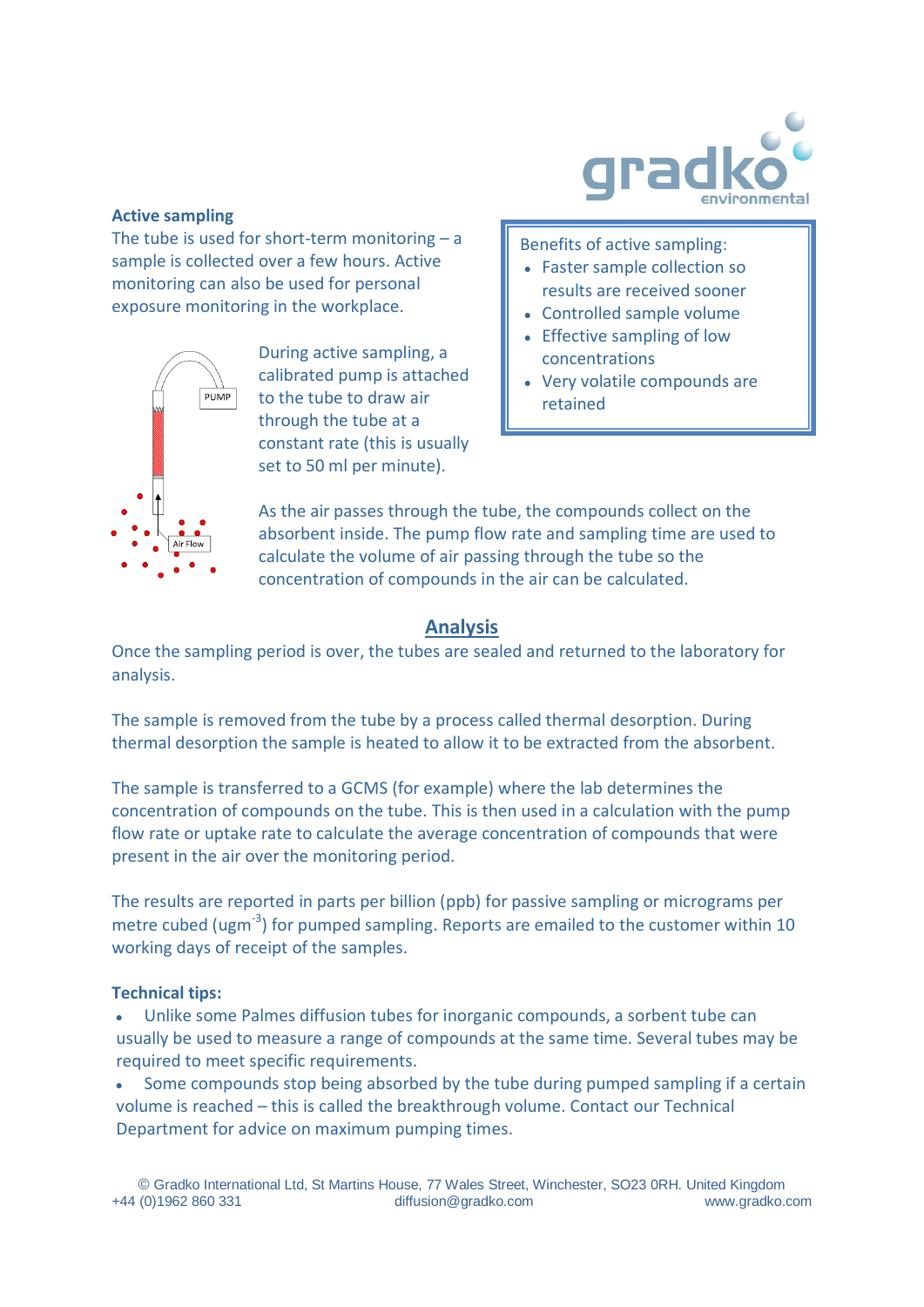### Active sampling

The tube is used for short-term monitoring – a sample is collected over a few hours. Active monitoring can also be used for personal exposure monitoring in the workplace.

PUMP

Air Flow

During active sampling, a calibrated pump is attached to the tube to draw air through the tube at a constant rate (this is usually set to 50 ml per minute).

Benefits of active sampling:

- Faster sample collection so results are received sooner
- Controlled sample volume
- Effective sampling of low concentrations
- Very volatile compounds are retained

As the air passes through the tube, the compounds collect on the absorbent inside. The pump flow rate and sampling time are used to calculate the volume of air passing through the tube so the concentration of compounds in the air can be calculated.

## Analysis

Once the sampling period is over, the tubes are sealed and returned to the laboratory for analysis.

The sample is removed from the tube by a process called thermal desorption. During thermal desorption the sample is heated to allow it to be extracted from the absorbent.

The sample is transferred to a GCMS (for example) where the lab determines the concentration of compounds on the tube. This is then used in a calculation with the pump flow rate or uptake rate to calculate the average concentration of compounds that were present in the air over the monitoring period.

The results are reported in parts per billion (ppb) for passive sampling or micrograms per metre cubed ($ugm^{-3}$) for pumped sampling. Reports are emailed to the customer within 10 working days of receipt of the samples.

### Technical tips:

- Unlike some Palmes diffusion tubes for inorganic compounds, a sorbent tube can usually be used to measure a range of compounds at the same time. Several tubes may be required to meet specific requirements.
- Some compounds stop being absorbed by the tube during pumped sampling if a certain volume is reached – this is called the breakthrough volume. Contact our Technical Department for advice on maximum pumping times.

© Gradko International Ltd, St Martins House, 77 Wales Street, Winchester, SO23 0RH. United Kingdom
+44 (0)1962 860 331 diffusion@gradko.com www.gradko.com